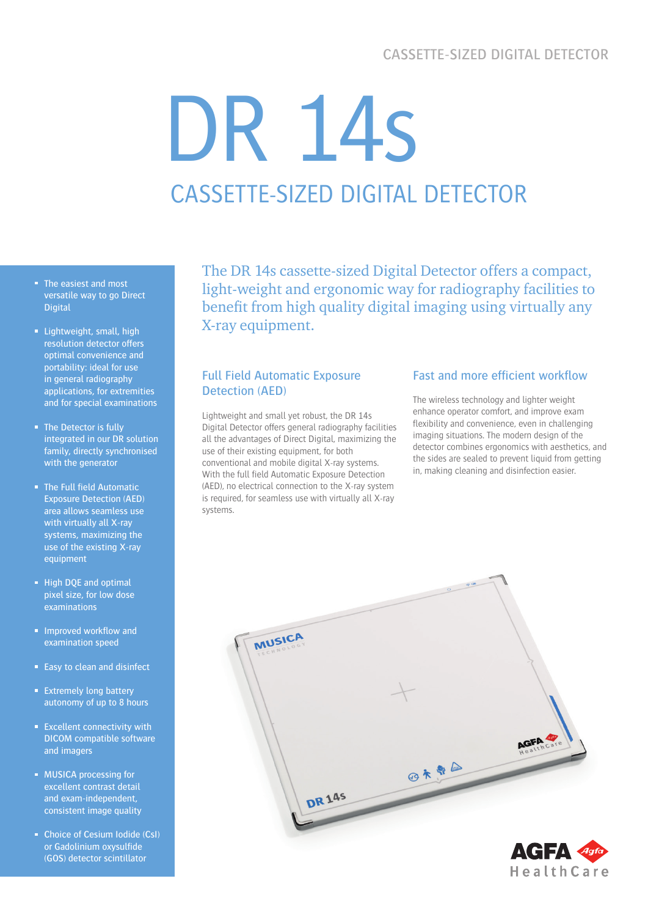# DR 14s

## CASSETTE-SIZED DIGITAL DETECTOR

- The easiest and most versatile way to go Direct Digital
- Lightweight, small, high resolution detector offers optimal convenience and portability: ideal for use in general radiography applications, for extremities and for special examinations
- The Detector is fully integrated in our DR solution family, directly synchronised with the generator
- The Full field Automatic Exposure Detection (AED) area allows seamless use with virtually all X-ray systems, maximizing the use of the existing X-ray equipment
- High DQE and optimal pixel size, for low dose examinations
- Improved workflow and examination speed
- Easy to clean and disinfect
- Extremely long battery autonomy of up to 8 hours
- Excellent connectivity with DICOM compatible software and imagers
- MUSICA processing for excellent contrast detail and exam-independent, consistent image quality
- Choice of Cesium Iodide (CsI) or Gadolinium oxysulfide (GOS) detector scintillator

The DR 14s cassette-sized Digital Detector offers a compact, light-weight and ergonomic way for radiography facilities to benefit from high quality digital imaging using virtually any X-ray equipment.

### Full Field Automatic Exposure Detection (AED)

Lightweight and small yet robust, the DR 14s Digital Detector offers general radiography facilities all the advantages of Direct Digital, maximizing the use of their existing equipment, for both conventional and mobile digital X-ray systems. With the full field Automatic Exposure Detection (AED), no electrical connection to the X-ray system is required, for seamless use with virtually all X-ray systems.

### Fast and more efficient workflow

The wireless technology and lighter weight enhance operator comfort, and improve exam flexibility and convenience, even in challenging imaging situations. The modern design of the detector combines ergonomics with aesthetics, and the sides are sealed to prevent liquid from getting in, making cleaning and disinfection easier.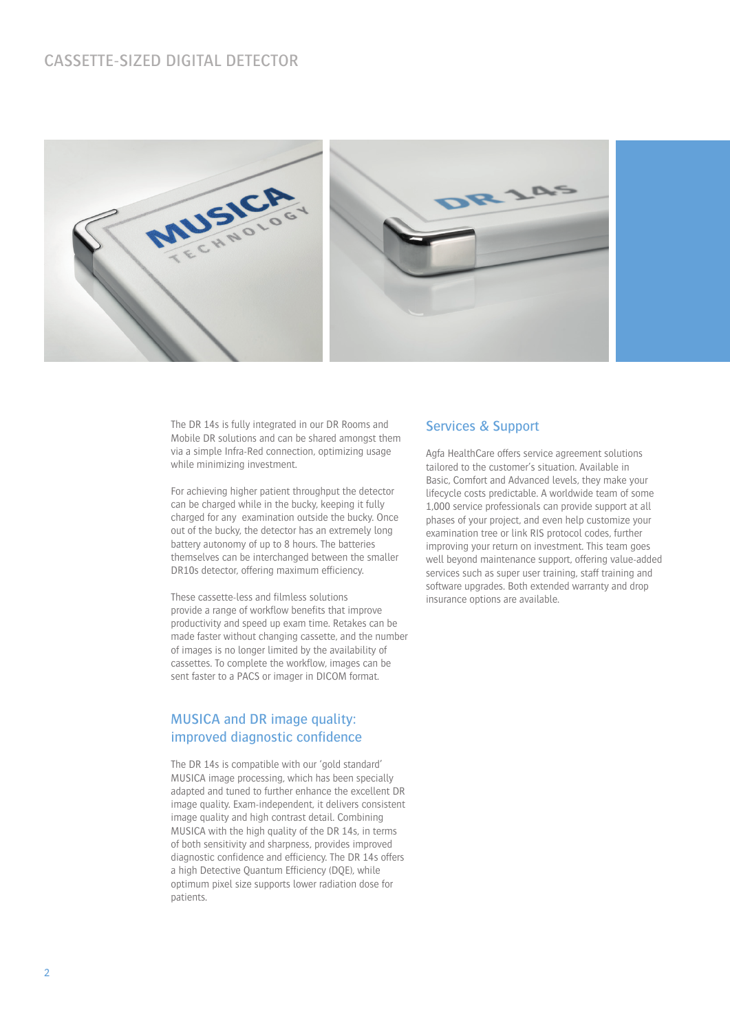# CASSETTE-SIZED DIGITAL DETECTOR

The DR 14s is fully integrated in our DR Rooms and Mobile DR solutions and can be shared amongst them via a simple Infra-Red connection, optimizing usage while minimizing investment.

For achieving higher patient throughput the detector can be charged while in the bucky, keeping it fully charged for any examination outside the bucky. Once out of the bucky, the detector has an extremely long battery autonomy of up to 8 hours. The batteries themselves can be interchanged between the smaller DR10s detector, offering maximum efficiency.

These cassette-less and filmless solutions provide a range of workflow benefits that improve productivity and speed up exam time. Retakes can be made faster without changing cassette, and the number of images is no longer limited by the availability of cassettes. To complete the workflow, images can be sent faster to a PACS or imager in DICOM format.

## MUSICA and DR image quality: improved diagnostic confidence

The DR 14s is compatible with our 'gold standard' MUSICA image processing, which has been specially adapted and tuned to further enhance the excellent DR image quality. Exam-independent, it delivers consistent image quality and high contrast detail. Combining MUSICA with the high quality of the DR 14s, in terms of both sensitivity and sharpness, provides improved diagnostic confidence and efficiency. The DR 14s offers a high Detective Quantum Efficiency (DQE), while optimum pixel size supports lower radiation dose for patients.

## Services & Support

Agfa HealthCare offers service agreement solutions tailored to the customer's situation. Available in Basic, Comfort and Advanced levels, they make your lifecycle costs predictable. A worldwide team of some 1,000 service professionals can provide support at all phases of your project, and even help customize your examination tree or link RIS protocol codes, further improving your return on investment. This team goes well beyond maintenance support, offering value-added services such as super user training, staff training and software upgrades. Both extended warranty and drop insurance options are available.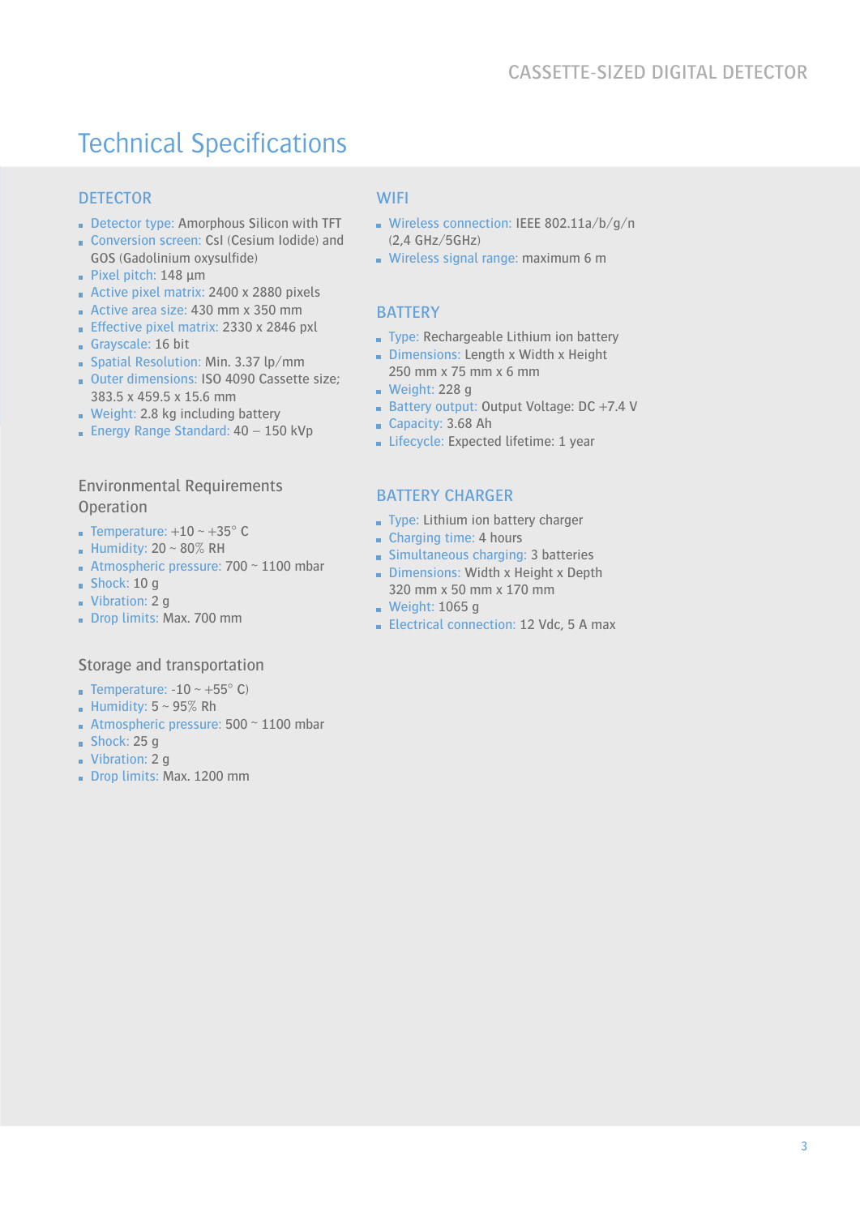# Technical Specifications

## DETECTOR

- Detector type: Amorphous Silicon with TFT
- Conversion screen: CsI (Cesium Iodide) and GOS (Gadolinium oxysulfide)
- Pixel pitch: 148 µm
- Active pixel matrix: 2400 x 2880 pixels
- Active area size: 430 mm x 350 mm
- Effective pixel matrix: 2330 x 2846 pxl
- Grayscale: 16 bit
- Spatial Resolution: Min. 3.37 lp/mm
- Outer dimensions: ISO 4090 Cassette size; 383.5 x 459.5 x 15.6 mm
- Weight: 2.8 kg including battery
- Energy Range Standard: 40 – 150 kVp

### Environmental Requirements Operation

- Temperature: +10 ~ +35° C
- Humidity: 20 ~ 80% RH
- Atmospheric pressure: 700 ~ 1100 mbar
- Shock: 10 g
- Vibration: 2 g
- Drop limits: Max. 700 mm

### Storage and transportation

- Temperature: -10 ~ +55° C)
- Humidity: 5 ~ 95% Rh
- Atmospheric pressure: 500 ~ 1100 mbar
- Shock: 25 g
- Vibration: 2 g
- Drop limits: Max. 1200 mm

## WIFI

- Wireless connection: IEEE 802.11a/b/g/n (2,4 GHz/5GHz)
- Wireless signal range: maximum 6 m

## BATTERY

- Type: Rechargeable Lithium ion battery
- Dimensions: Length x Width x Height 250 mm x 75 mm x 6 mm
- Weight: 228 g
- Battery output: Output Voltage: DC +7.4 V
- Capacity: 3.68 Ah
- Lifecycle: Expected lifetime: 1 year

## BATTERY CHARGER

- Type: Lithium ion battery charger
- Charging time: 4 hours
- Simultaneous charging: 3 batteries
- Dimensions: Width x Height x Depth 320 mm x 50 mm x 170 mm
- Weight: 1065 g
- Electrical connection: 12 Vdc, 5 A max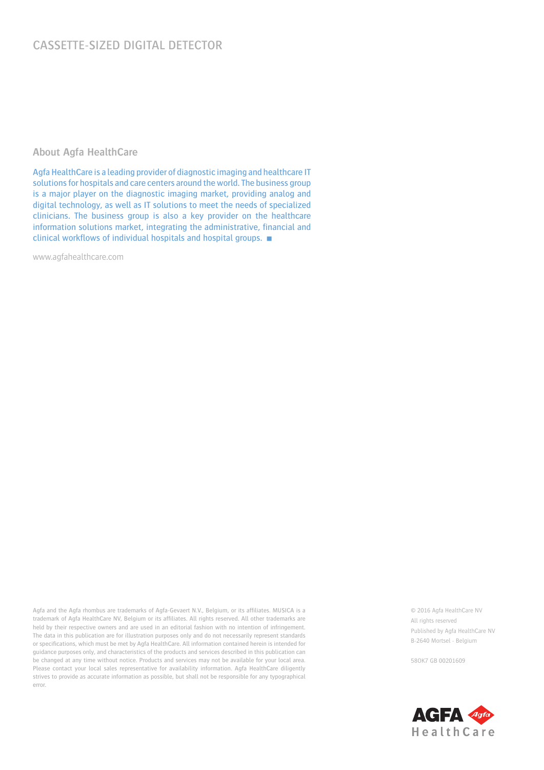## About Agfa HealthCare

Agfa HealthCare is a leading provider of diagnostic imaging and healthcare IT solutions for hospitals and care centers around the world. The business group is a major player on the diagnostic imaging market, providing analog and digital technology, as well as IT solutions to meet the needs of specialized clinicians. The business group is also a key provider on the healthcare information solutions market, integrating the administrative, financial and clinical workflows of individual hospitals and hospital groups. ■

www.agfahealthcare.com

Agfa and the Agfa rhombus are trademarks of Agfa-Gevaert N.V., Belgium, or its affiliates. MUSICA is a trademark of Agfa HealthCare NV, Belgium or its affiliates. All rights reserved. All other trademarks are held by their respective owners and are used in an editorial fashion with no intention of infringement. The data in this publication are for illustration purposes only and do not necessarily represent standards or specifications, which must be met by Agfa HealthCare. All information contained herein is intended for guidance purposes only, and characteristics of the products and services described in this publication can be changed at any time without notice. Products and services may not be available for your local area. Please contact your local sales representative for availability information. Agfa HealthCare diligently strives to provide as accurate information as possible, but shall not be responsible for any typographical error.

© 2016 Agfa HealthCare NV
All rights reserved
Published by Agfa HealthCare NV
B-2640 Mortsel - Belgium

58OK7 GB 00201609

AGFA HealthCare